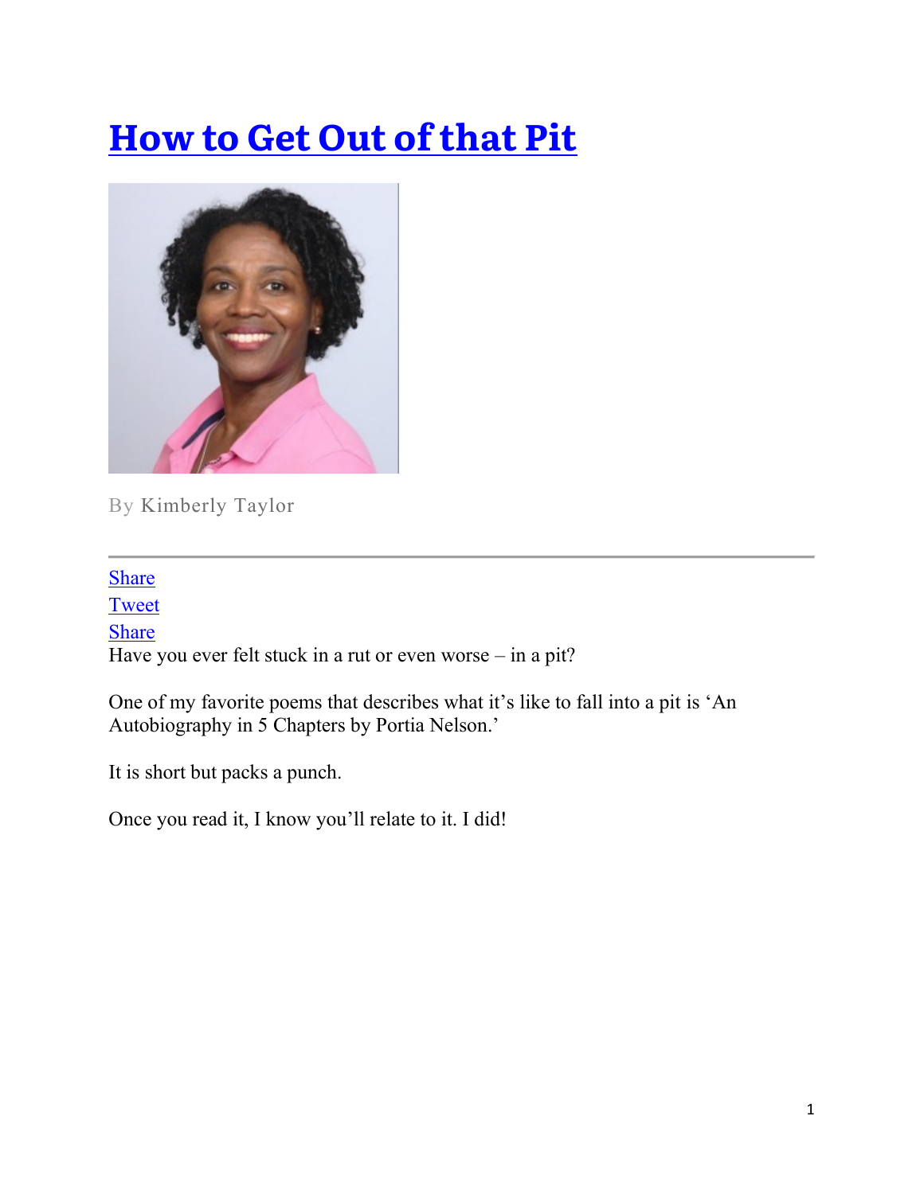# How to Get Out of that Pit

By Kimberly Taylor

---

Share
Tweet
Share

Have you ever felt stuck in a rut or even worse – in a pit?

One of my favorite poems that describes what it's like to fall into a pit is 'An Autobiography in 5 Chapters by Portia Nelson.'

It is short but packs a punch.

Once you read it, I know you'll relate to it. I did!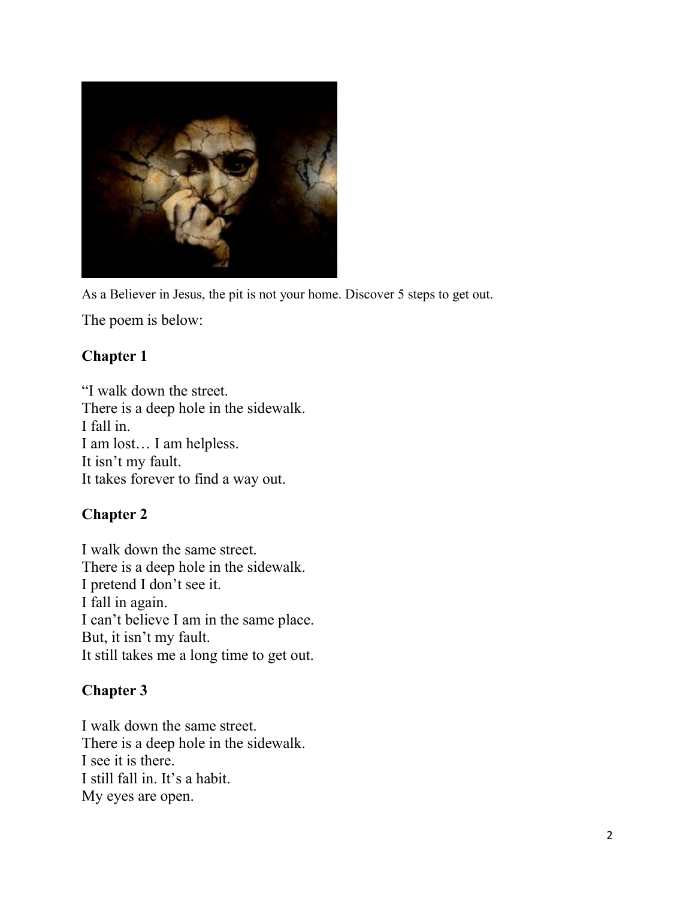As a Believer in Jesus, the pit is not your home. Discover 5 steps to get out.

The poem is below:

**Chapter 1**

"I walk down the street.
There is a deep hole in the sidewalk.
I fall in.
I am lost… I am helpless.
It isn't my fault.
It takes forever to find a way out.

**Chapter 2**

I walk down the same street.
There is a deep hole in the sidewalk.
I pretend I don't see it.
I fall in again.
I can't believe I am in the same place.
But, it isn't my fault.
It still takes me a long time to get out.

**Chapter 3**

I walk down the same street.
There is a deep hole in the sidewalk.
I see it is there.
I still fall in. It's a habit.
My eyes are open.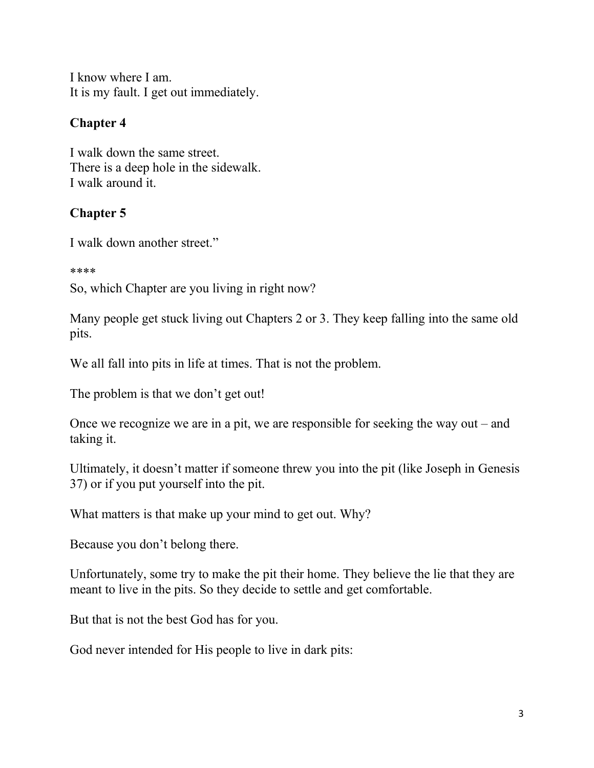I know where I am.
It is my fault. I get out immediately.

**Chapter 4**

I walk down the same street.
There is a deep hole in the sidewalk.
I walk around it.

**Chapter 5**

I walk down another street."

****

So, which Chapter are you living in right now?

Many people get stuck living out Chapters 2 or 3. They keep falling into the same old pits.

We all fall into pits in life at times. That is not the problem.

The problem is that we don't get out!

Once we recognize we are in a pit, we are responsible for seeking the way out – and taking it.

Ultimately, it doesn't matter if someone threw you into the pit (like Joseph in Genesis 37) or if you put yourself into the pit.

What matters is that make up your mind to get out. Why?

Because you don't belong there.

Unfortunately, some try to make the pit their home. They believe the lie that they are meant to live in the pits. So they decide to settle and get comfortable.

But that is not the best God has for you.

God never intended for His people to live in dark pits: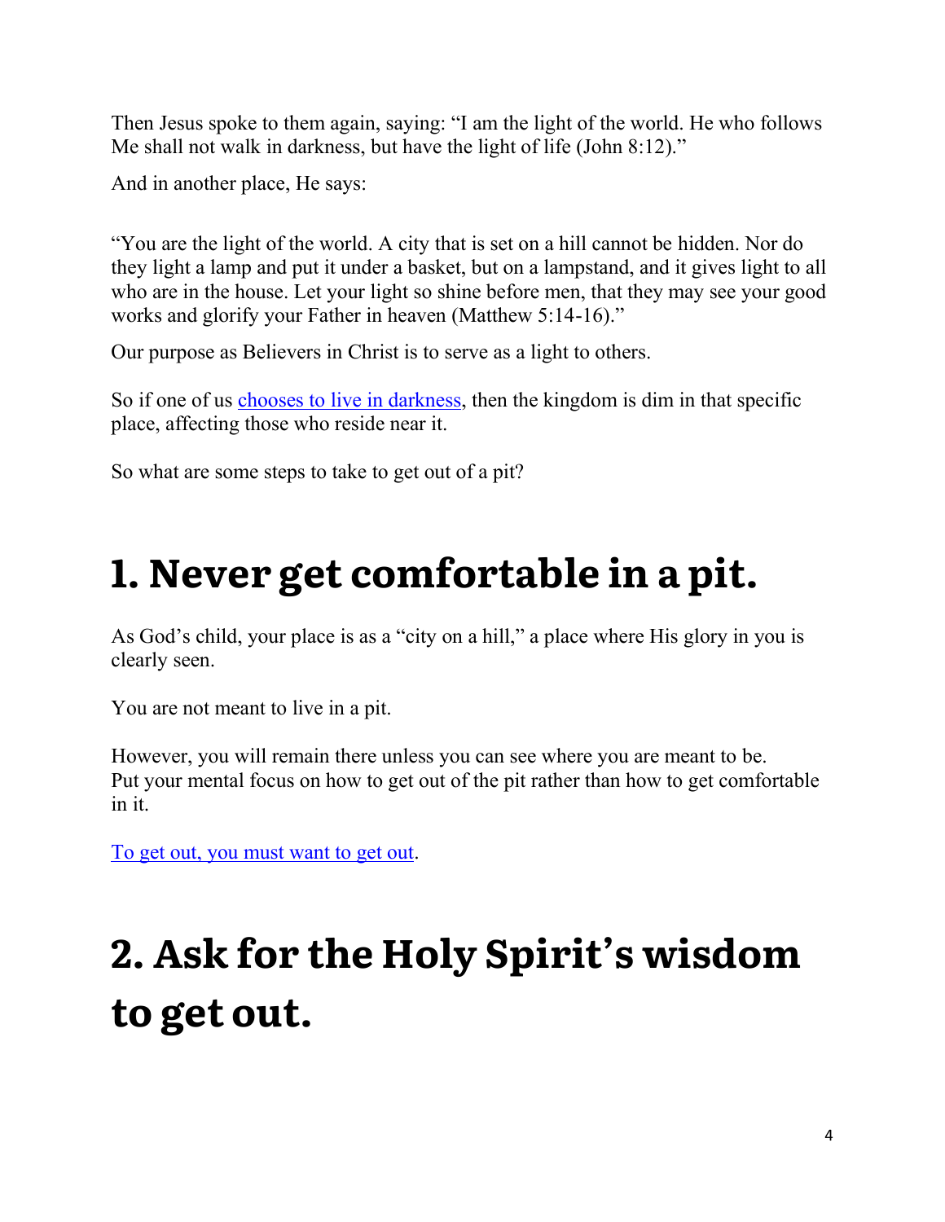Then Jesus spoke to them again, saying: "I am the light of the world. He who follows Me shall not walk in darkness, but have the light of life (John 8:12)."

And in another place, He says:

"You are the light of the world. A city that is set on a hill cannot be hidden. Nor do they light a lamp and put it under a basket, but on a lampstand, and it gives light to all who are in the house. Let your light so shine before men, that they may see your good works and glorify your Father in heaven (Matthew 5:14-16)."

Our purpose as Believers in Christ is to serve as a light to others.

So if one of us chooses to live in darkness, then the kingdom is dim in that specific place, affecting those who reside near it.

So what are some steps to take to get out of a pit?

# 1. Never get comfortable in a pit.

As God's child, your place is as a "city on a hill," a place where His glory in you is clearly seen.

You are not meant to live in a pit.

However, you will remain there unless you can see where you are meant to be. Put your mental focus on how to get out of the pit rather than how to get comfortable in it.

To get out, you must want to get out.

# 2. Ask for the Holy Spirit's wisdom to get out.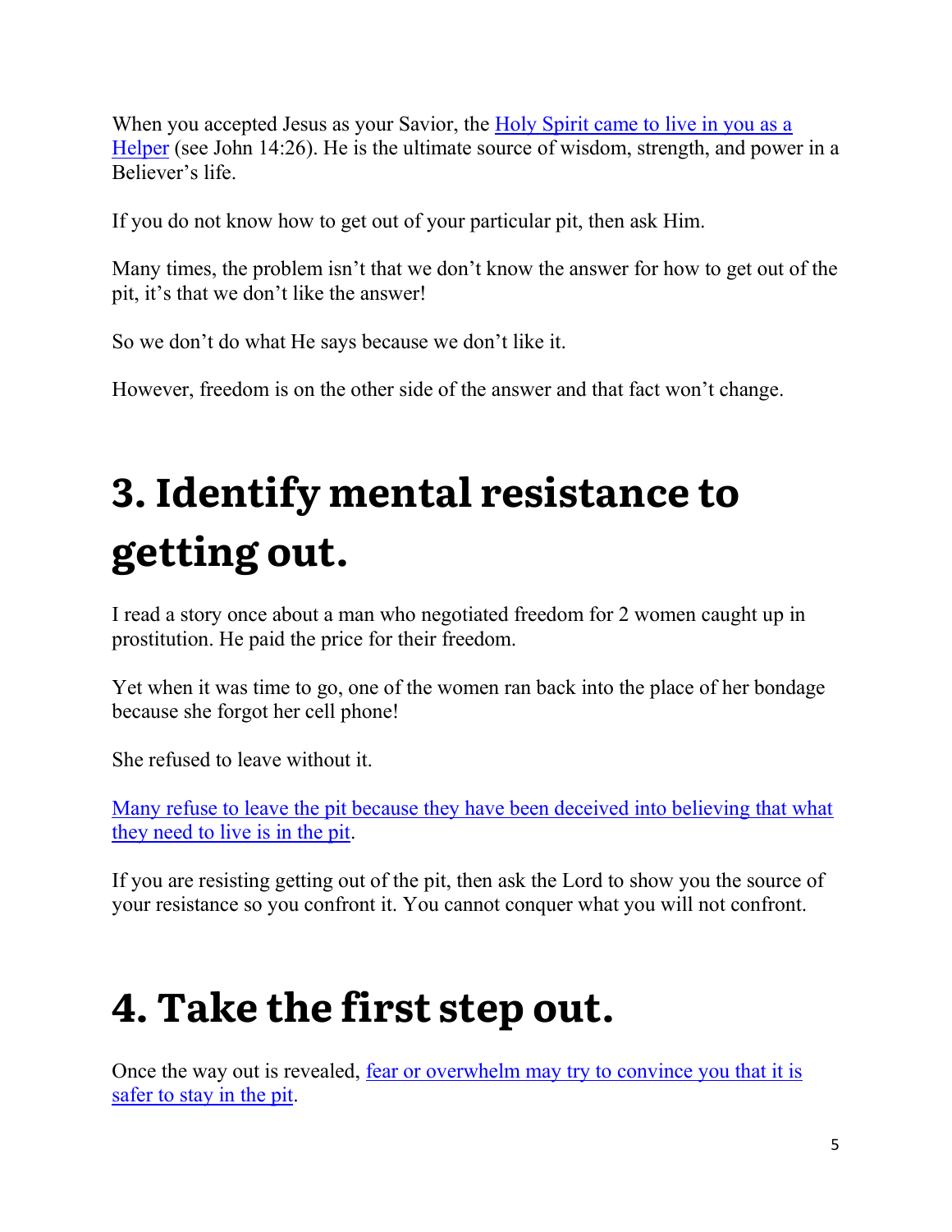When you accepted Jesus as your Savior, the Holy Spirit came to live in you as a Helper (see John 14:26). He is the ultimate source of wisdom, strength, and power in a Believer's life.

If you do not know how to get out of your particular pit, then ask Him.

Many times, the problem isn't that we don't know the answer for how to get out of the pit, it's that we don't like the answer!

So we don't do what He says because we don't like it.

However, freedom is on the other side of the answer and that fact won't change.

# 3. Identify mental resistance to getting out.

I read a story once about a man who negotiated freedom for 2 women caught up in prostitution. He paid the price for their freedom.

Yet when it was time to go, one of the women ran back into the place of her bondage because she forgot her cell phone!

She refused to leave without it.

Many refuse to leave the pit because they have been deceived into believing that what they need to live is in the pit.

If you are resisting getting out of the pit, then ask the Lord to show you the source of your resistance so you confront it. You cannot conquer what you will not confront.

# 4. Take the first step out.

Once the way out is revealed, fear or overwhelm may try to convince you that it is safer to stay in the pit.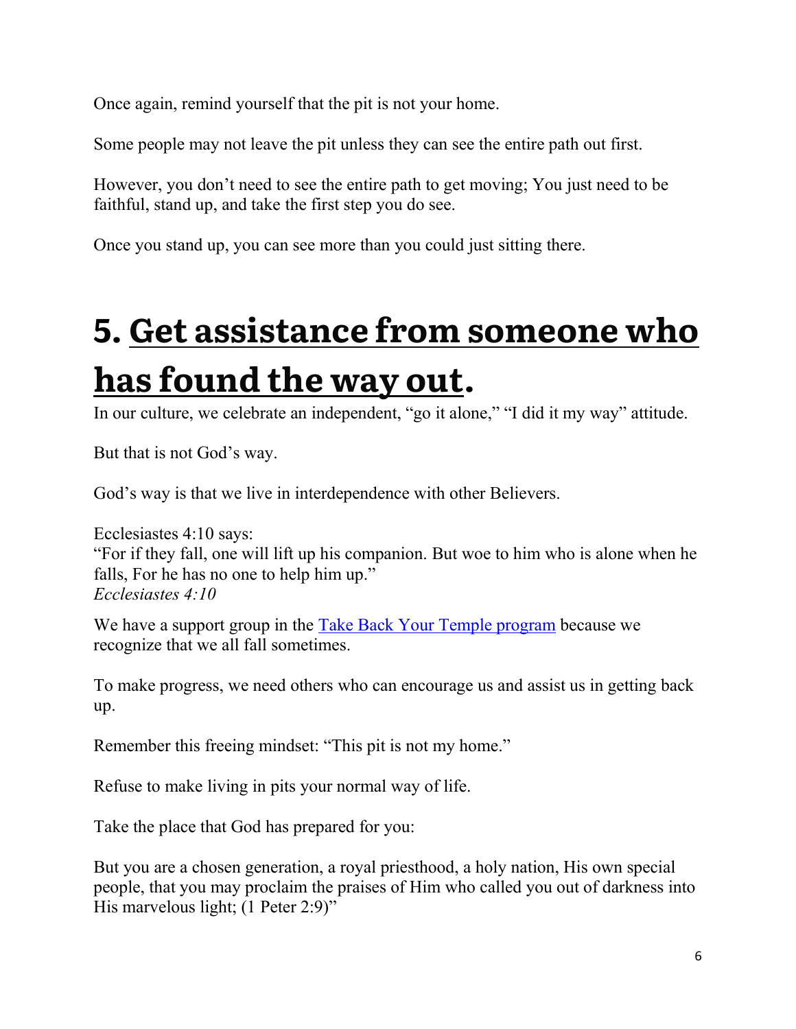Once again, remind yourself that the pit is not your home.

Some people may not leave the pit unless they can see the entire path out first.

However, you don't need to see the entire path to get moving; You just need to be faithful, stand up, and take the first step you do see.

Once you stand up, you can see more than you could just sitting there.

# 5. Get assistance from someone who has found the way out.

In our culture, we celebrate an independent, "go it alone," "I did it my way" attitude.

But that is not God's way.

God's way is that we live in interdependence with other Believers.

Ecclesiastes 4:10 says:
"For if they fall, one will lift up his companion. But woe to him who is alone when he falls, For he has no one to help him up."
*Ecclesiastes 4:10*

We have a support group in the Take Back Your Temple program because we recognize that we all fall sometimes.

To make progress, we need others who can encourage us and assist us in getting back up.

Remember this freeing mindset: "This pit is not my home."

Refuse to make living in pits your normal way of life.

Take the place that God has prepared for you:

But you are a chosen generation, a royal priesthood, a holy nation, His own special people, that you may proclaim the praises of Him who called you out of darkness into His marvelous light; (1 Peter 2:9)"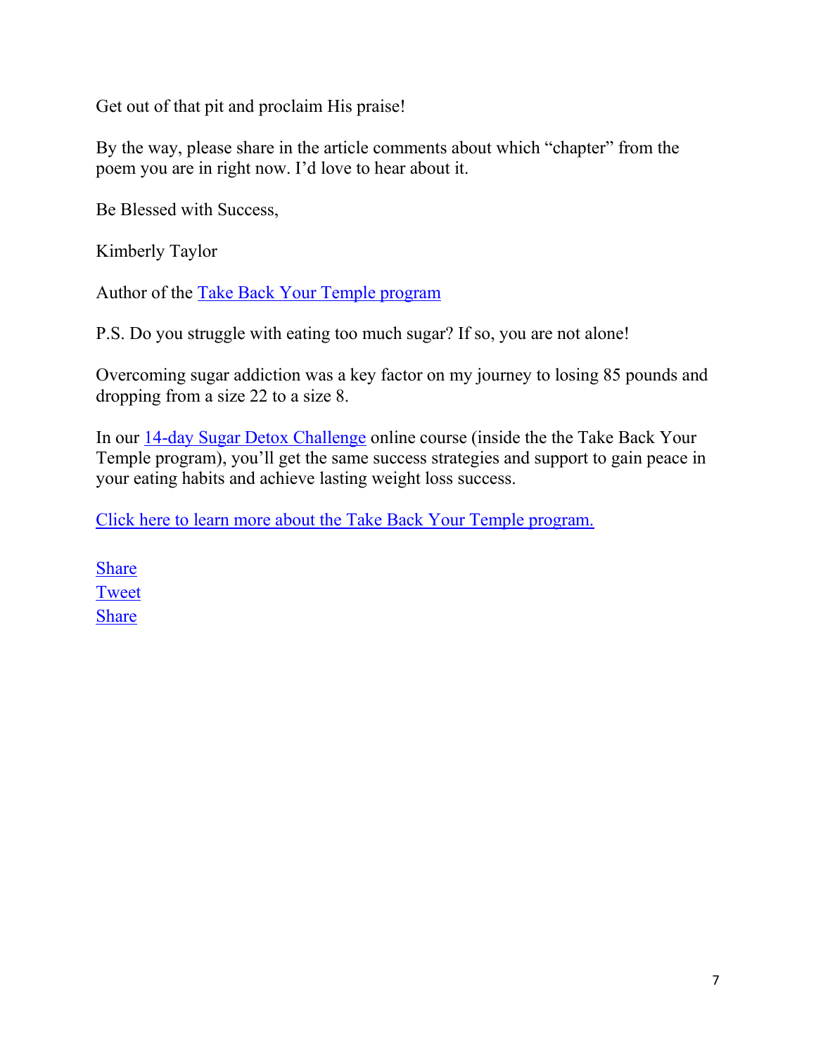Get out of that pit and proclaim His praise!

By the way, please share in the article comments about which "chapter" from the poem you are in right now. I'd love to hear about it.

Be Blessed with Success,

Kimberly Taylor

Author of the Take Back Your Temple program

P.S. Do you struggle with eating too much sugar? If so, you are not alone!

Overcoming sugar addiction was a key factor on my journey to losing 85 pounds and dropping from a size 22 to a size 8.

In our 14-day Sugar Detox Challenge online course (inside the the Take Back Your Temple program), you'll get the same success strategies and support to gain peace in your eating habits and achieve lasting weight loss success.

Click here to learn more about the Take Back Your Temple program.

Share
Tweet
Share